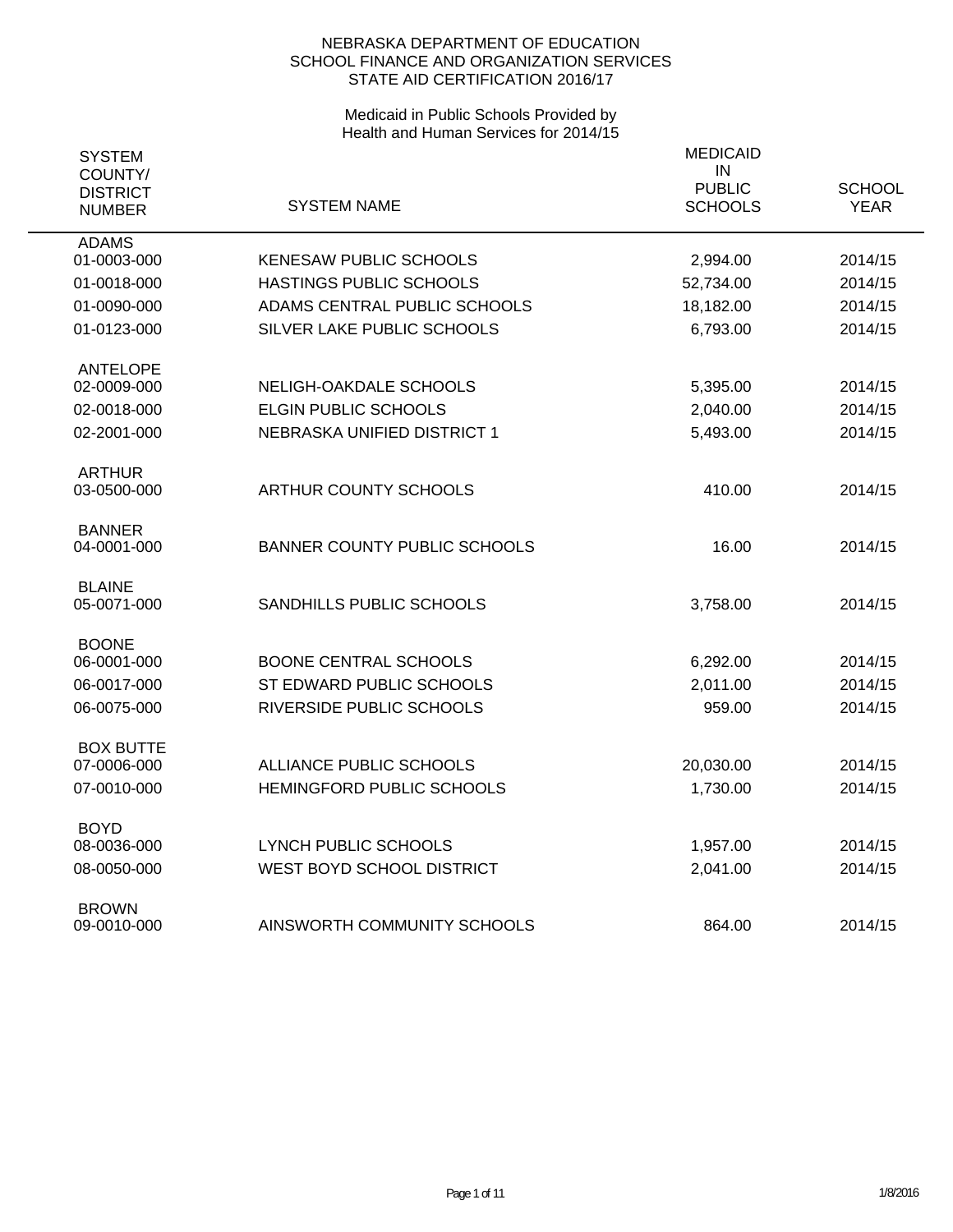NEBRASKA DEPARTMENT OF EDUCATION
SCHOOL FINANCE AND ORGANIZATION SERVICES
STATE AID CERTIFICATION 2016/17

Medicaid in Public Schools Provided by
Health and Human Services for 2014/15

| SYSTEM COUNTY/ DISTRICT NUMBER | SYSTEM NAME | MEDICAID IN PUBLIC SCHOOLS | SCHOOL YEAR |
|---|---|---|---|
| ADAMS | | | |
| 01-0003-000 | KENESAW PUBLIC SCHOOLS | 2,994.00 | 2014/15 |
| 01-0018-000 | HASTINGS PUBLIC SCHOOLS | 52,734.00 | 2014/15 |
| 01-0090-000 | ADAMS CENTRAL PUBLIC SCHOOLS | 18,182.00 | 2014/15 |
| 01-0123-000 | SILVER LAKE PUBLIC SCHOOLS | 6,793.00 | 2014/15 |
| ANTELOPE | | | |
| 02-0009-000 | NELIGH-OAKDALE SCHOOLS | 5,395.00 | 2014/15 |
| 02-0018-000 | ELGIN PUBLIC SCHOOLS | 2,040.00 | 2014/15 |
| 02-2001-000 | NEBRASKA UNIFIED DISTRICT 1 | 5,493.00 | 2014/15 |
| ARTHUR | | | |
| 03-0500-000 | ARTHUR COUNTY SCHOOLS | 410.00 | 2014/15 |
| BANNER | | | |
| 04-0001-000 | BANNER COUNTY PUBLIC SCHOOLS | 16.00 | 2014/15 |
| BLAINE | | | |
| 05-0071-000 | SANDHILLS PUBLIC SCHOOLS | 3,758.00 | 2014/15 |
| BOONE | | | |
| 06-0001-000 | BOONE CENTRAL SCHOOLS | 6,292.00 | 2014/15 |
| 06-0017-000 | ST EDWARD PUBLIC SCHOOLS | 2,011.00 | 2014/15 |
| 06-0075-000 | RIVERSIDE PUBLIC SCHOOLS | 959.00 | 2014/15 |
| BOX BUTTE | | | |
| 07-0006-000 | ALLIANCE PUBLIC SCHOOLS | 20,030.00 | 2014/15 |
| 07-0010-000 | HEMINGFORD PUBLIC SCHOOLS | 1,730.00 | 2014/15 |
| BOYD | | | |
| 08-0036-000 | LYNCH PUBLIC SCHOOLS | 1,957.00 | 2014/15 |
| 08-0050-000 | WEST BOYD SCHOOL DISTRICT | 2,041.00 | 2014/15 |
| BROWN | | | |
| 09-0010-000 | AINSWORTH COMMUNITY SCHOOLS | 864.00 | 2014/15 |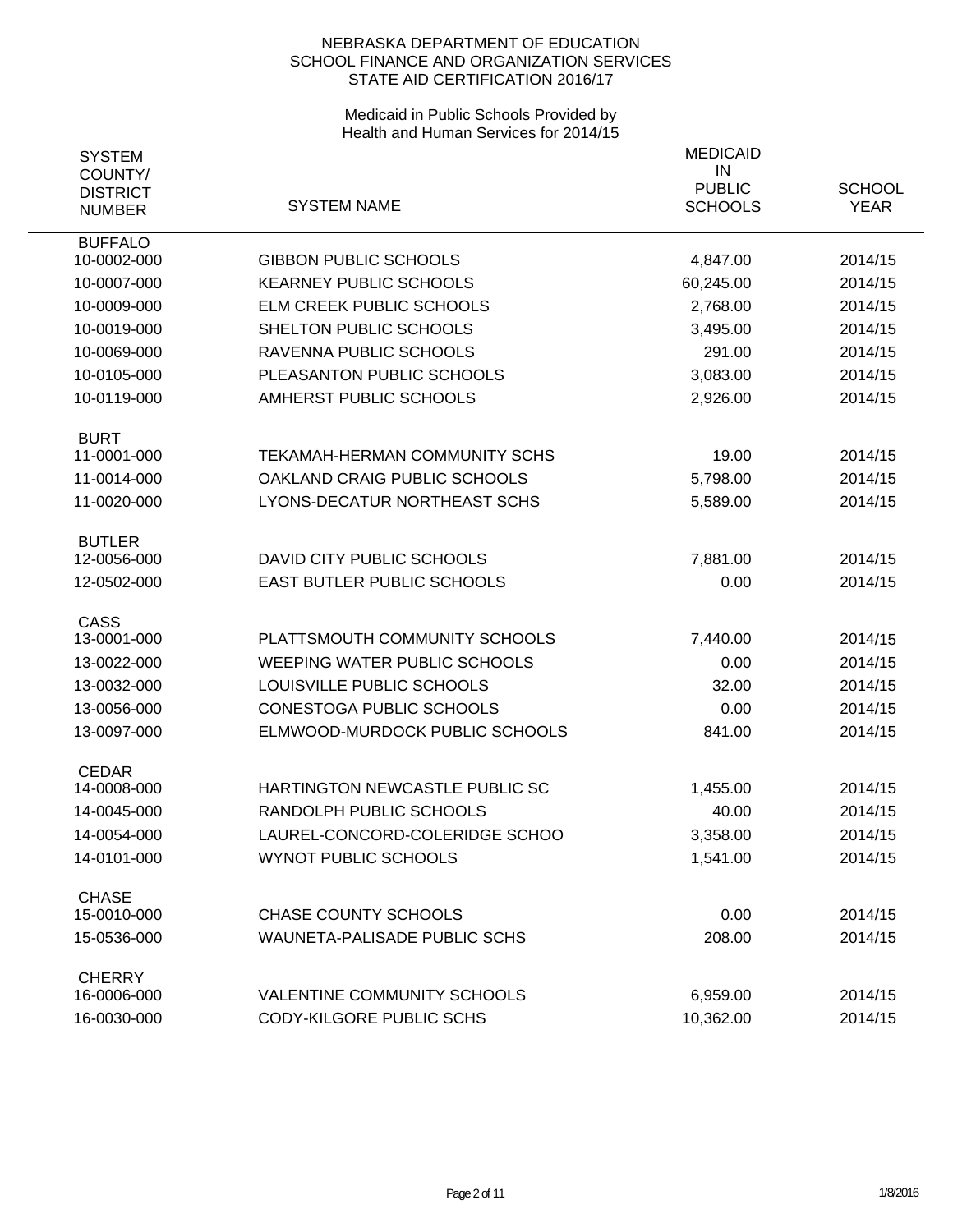NEBRASKA DEPARTMENT OF EDUCATION
SCHOOL FINANCE AND ORGANIZATION SERVICES
STATE AID CERTIFICATION 2016/17

Medicaid in Public Schools Provided by
Health and Human Services for 2014/15

| SYSTEM COUNTY/ DISTRICT NUMBER | SYSTEM NAME | MEDICAID IN PUBLIC SCHOOLS | SCHOOL YEAR |
|---|---|---|---|
| BUFFALO | | | |
| 10-0002-000 | GIBBON PUBLIC SCHOOLS | 4,847.00 | 2014/15 |
| 10-0007-000 | KEARNEY PUBLIC SCHOOLS | 60,245.00 | 2014/15 |
| 10-0009-000 | ELM CREEK PUBLIC SCHOOLS | 2,768.00 | 2014/15 |
| 10-0019-000 | SHELTON PUBLIC SCHOOLS | 3,495.00 | 2014/15 |
| 10-0069-000 | RAVENNA PUBLIC SCHOOLS | 291.00 | 2014/15 |
| 10-0105-000 | PLEASANTON PUBLIC SCHOOLS | 3,083.00 | 2014/15 |
| 10-0119-000 | AMHERST PUBLIC SCHOOLS | 2,926.00 | 2014/15 |
| BURT | | | |
| 11-0001-000 | TEKAMAH-HERMAN COMMUNITY SCHS | 19.00 | 2014/15 |
| 11-0014-000 | OAKLAND CRAIG PUBLIC SCHOOLS | 5,798.00 | 2014/15 |
| 11-0020-000 | LYONS-DECATUR NORTHEAST SCHS | 5,589.00 | 2014/15 |
| BUTLER | | | |
| 12-0056-000 | DAVID CITY PUBLIC SCHOOLS | 7,881.00 | 2014/15 |
| 12-0502-000 | EAST BUTLER PUBLIC SCHOOLS | 0.00 | 2014/15 |
| CASS | | | |
| 13-0001-000 | PLATTSMOUTH COMMUNITY SCHOOLS | 7,440.00 | 2014/15 |
| 13-0022-000 | WEEPING WATER PUBLIC SCHOOLS | 0.00 | 2014/15 |
| 13-0032-000 | LOUISVILLE PUBLIC SCHOOLS | 32.00 | 2014/15 |
| 13-0056-000 | CONESTOGA PUBLIC SCHOOLS | 0.00 | 2014/15 |
| 13-0097-000 | ELMWOOD-MURDOCK PUBLIC SCHOOLS | 841.00 | 2014/15 |
| CEDAR | | | |
| 14-0008-000 | HARTINGTON NEWCASTLE PUBLIC SC | 1,455.00 | 2014/15 |
| 14-0045-000 | RANDOLPH PUBLIC SCHOOLS | 40.00 | 2014/15 |
| 14-0054-000 | LAUREL-CONCORD-COLERIDGE SCHOO | 3,358.00 | 2014/15 |
| 14-0101-000 | WYNOT PUBLIC SCHOOLS | 1,541.00 | 2014/15 |
| CHASE | | | |
| 15-0010-000 | CHASE COUNTY SCHOOLS | 0.00 | 2014/15 |
| 15-0536-000 | WAUNETA-PALISADE PUBLIC SCHS | 208.00 | 2014/15 |
| CHERRY | | | |
| 16-0006-000 | VALENTINE COMMUNITY SCHOOLS | 6,959.00 | 2014/15 |
| 16-0030-000 | CODY-KILGORE PUBLIC SCHS | 10,362.00 | 2014/15 |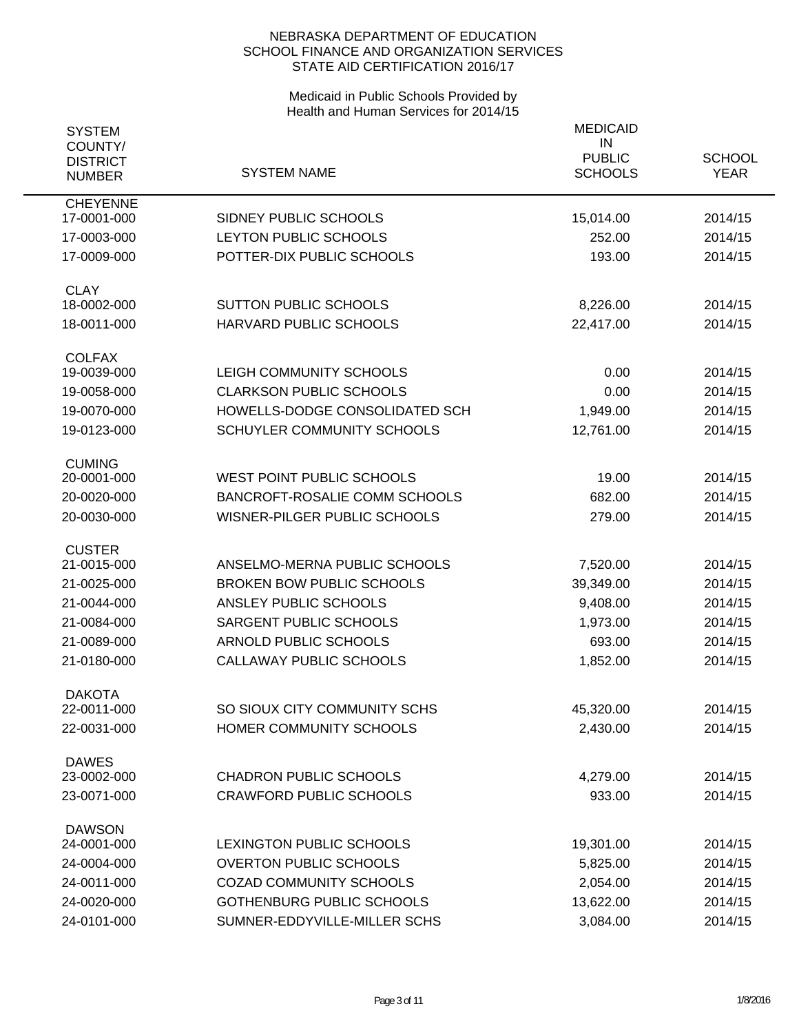NEBRASKA DEPARTMENT OF EDUCATION
SCHOOL FINANCE AND ORGANIZATION SERVICES
STATE AID CERTIFICATION 2016/17

Medicaid in Public Schools Provided by
Health and Human Services for 2014/15

| SYSTEM COUNTY/ DISTRICT NUMBER | SYSTEM NAME | MEDICAID IN PUBLIC SCHOOLS | SCHOOL YEAR |
|---|---|---|---|
| **CHEYENNE** | | | |
| 17-0001-000 | SIDNEY PUBLIC SCHOOLS | 15,014.00 | 2014/15 |
| 17-0003-000 | LEYTON PUBLIC SCHOOLS | 252.00 | 2014/15 |
| 17-0009-000 | POTTER-DIX PUBLIC SCHOOLS | 193.00 | 2014/15 |
| **CLAY** | | | |
| 18-0002-000 | SUTTON PUBLIC SCHOOLS | 8,226.00 | 2014/15 |
| 18-0011-000 | HARVARD PUBLIC SCHOOLS | 22,417.00 | 2014/15 |
| **COLFAX** | | | |
| 19-0039-000 | LEIGH COMMUNITY SCHOOLS | 0.00 | 2014/15 |
| 19-0058-000 | CLARKSON PUBLIC SCHOOLS | 0.00 | 2014/15 |
| 19-0070-000 | HOWELLS-DODGE CONSOLIDATED SCH | 1,949.00 | 2014/15 |
| 19-0123-000 | SCHUYLER COMMUNITY SCHOOLS | 12,761.00 | 2014/15 |
| **CUMING** | | | |
| 20-0001-000 | WEST POINT PUBLIC SCHOOLS | 19.00 | 2014/15 |
| 20-0020-000 | BANCROFT-ROSALIE COMM SCHOOLS | 682.00 | 2014/15 |
| 20-0030-000 | WISNER-PILGER PUBLIC SCHOOLS | 279.00 | 2014/15 |
| **CUSTER** | | | |
| 21-0015-000 | ANSELMO-MERNA PUBLIC SCHOOLS | 7,520.00 | 2014/15 |
| 21-0025-000 | BROKEN BOW PUBLIC SCHOOLS | 39,349.00 | 2014/15 |
| 21-0044-000 | ANSLEY PUBLIC SCHOOLS | 9,408.00 | 2014/15 |
| 21-0084-000 | SARGENT PUBLIC SCHOOLS | 1,973.00 | 2014/15 |
| 21-0089-000 | ARNOLD PUBLIC SCHOOLS | 693.00 | 2014/15 |
| 21-0180-000 | CALLAWAY PUBLIC SCHOOLS | 1,852.00 | 2014/15 |
| **DAKOTA** | | | |
| 22-0011-000 | SO SIOUX CITY COMMUNITY SCHS | 45,320.00 | 2014/15 |
| 22-0031-000 | HOMER COMMUNITY SCHOOLS | 2,430.00 | 2014/15 |
| **DAWES** | | | |
| 23-0002-000 | CHADRON PUBLIC SCHOOLS | 4,279.00 | 2014/15 |
| 23-0071-000 | CRAWFORD PUBLIC SCHOOLS | 933.00 | 2014/15 |
| **DAWSON** | | | |
| 24-0001-000 | LEXINGTON PUBLIC SCHOOLS | 19,301.00 | 2014/15 |
| 24-0004-000 | OVERTON PUBLIC SCHOOLS | 5,825.00 | 2014/15 |
| 24-0011-000 | COZAD COMMUNITY SCHOOLS | 2,054.00 | 2014/15 |
| 24-0020-000 | GOTHENBURG PUBLIC SCHOOLS | 13,622.00 | 2014/15 |
| 24-0101-000 | SUMNER-EDDYVILLE-MILLER SCHS | 3,084.00 | 2014/15 |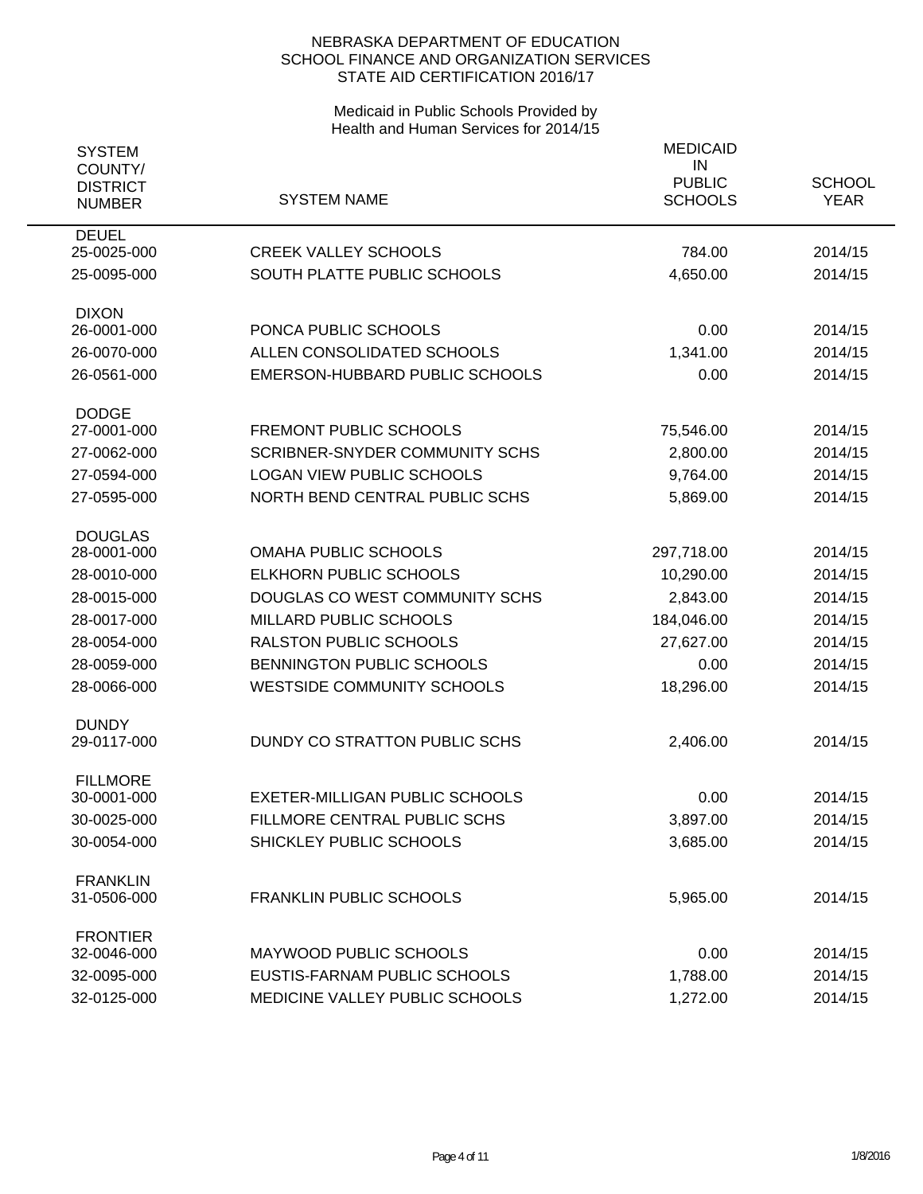NEBRASKA DEPARTMENT OF EDUCATION
SCHOOL FINANCE AND ORGANIZATION SERVICES
STATE AID CERTIFICATION 2016/17

Medicaid in Public Schools Provided by
Health and Human Services for 2014/15

| SYSTEM COUNTY/ DISTRICT NUMBER | SYSTEM NAME | MEDICAID IN PUBLIC SCHOOLS | SCHOOL YEAR |
|---|---|---|---|
| **DEUEL** | | | |
| 25-0025-000 | CREEK VALLEY SCHOOLS | 784.00 | 2014/15 |
| 25-0095-000 | SOUTH PLATTE PUBLIC SCHOOLS | 4,650.00 | 2014/15 |
| **DIXON** | | | |
| 26-0001-000 | PONCA PUBLIC SCHOOLS | 0.00 | 2014/15 |
| 26-0070-000 | ALLEN CONSOLIDATED SCHOOLS | 1,341.00 | 2014/15 |
| 26-0561-000 | EMERSON-HUBBARD PUBLIC SCHOOLS | 0.00 | 2014/15 |
| **DODGE** | | | |
| 27-0001-000 | FREMONT PUBLIC SCHOOLS | 75,546.00 | 2014/15 |
| 27-0062-000 | SCRIBNER-SNYDER COMMUNITY SCHS | 2,800.00 | 2014/15 |
| 27-0594-000 | LOGAN VIEW PUBLIC SCHOOLS | 9,764.00 | 2014/15 |
| 27-0595-000 | NORTH BEND CENTRAL PUBLIC SCHS | 5,869.00 | 2014/15 |
| **DOUGLAS** | | | |
| 28-0001-000 | OMAHA PUBLIC SCHOOLS | 297,718.00 | 2014/15 |
| 28-0010-000 | ELKHORN PUBLIC SCHOOLS | 10,290.00 | 2014/15 |
| 28-0015-000 | DOUGLAS CO WEST COMMUNITY SCHS | 2,843.00 | 2014/15 |
| 28-0017-000 | MILLARD PUBLIC SCHOOLS | 184,046.00 | 2014/15 |
| 28-0054-000 | RALSTON PUBLIC SCHOOLS | 27,627.00 | 2014/15 |
| 28-0059-000 | BENNINGTON PUBLIC SCHOOLS | 0.00 | 2014/15 |
| 28-0066-000 | WESTSIDE COMMUNITY SCHOOLS | 18,296.00 | 2014/15 |
| **DUNDY** | | | |
| 29-0117-000 | DUNDY CO STRATTON PUBLIC SCHS | 2,406.00 | 2014/15 |
| **FILLMORE** | | | |
| 30-0001-000 | EXETER-MILLIGAN PUBLIC SCHOOLS | 0.00 | 2014/15 |
| 30-0025-000 | FILLMORE CENTRAL PUBLIC SCHS | 3,897.00 | 2014/15 |
| 30-0054-000 | SHICKLEY PUBLIC SCHOOLS | 3,685.00 | 2014/15 |
| **FRANKLIN** | | | |
| 31-0506-000 | FRANKLIN PUBLIC SCHOOLS | 5,965.00 | 2014/15 |
| **FRONTIER** | | | |
| 32-0046-000 | MAYWOOD PUBLIC SCHOOLS | 0.00 | 2014/15 |
| 32-0095-000 | EUSTIS-FARNAM PUBLIC SCHOOLS | 1,788.00 | 2014/15 |
| 32-0125-000 | MEDICINE VALLEY PUBLIC SCHOOLS | 1,272.00 | 2014/15 |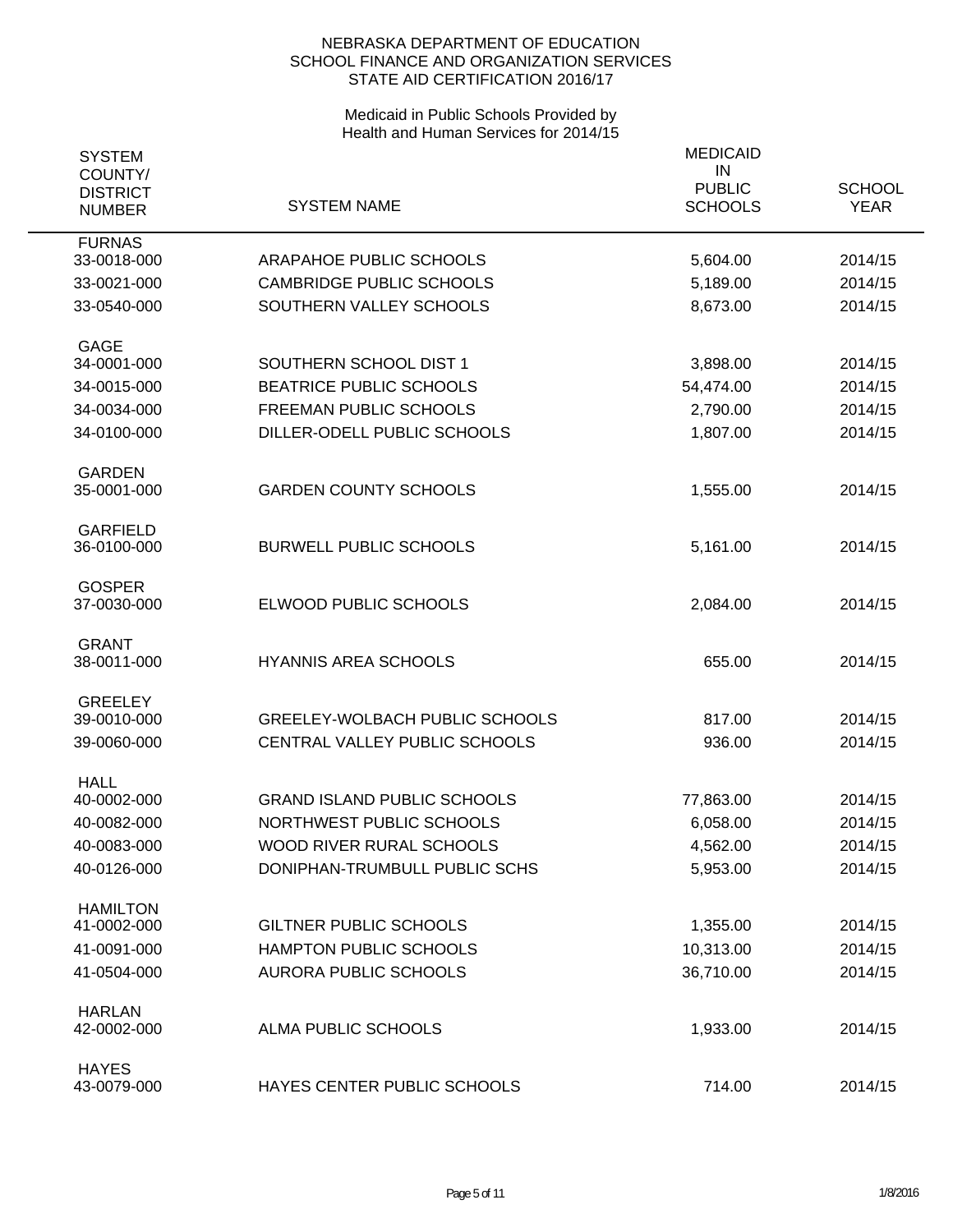NEBRASKA DEPARTMENT OF EDUCATION
SCHOOL FINANCE AND ORGANIZATION SERVICES
STATE AID CERTIFICATION 2016/17

Medicaid in Public Schools Provided by
Health and Human Services for 2014/15

| SYSTEM COUNTY/ DISTRICT NUMBER | SYSTEM NAME | MEDICAID IN PUBLIC SCHOOLS | SCHOOL YEAR |
|---|---|---|---|
| FURNAS | | | |
| 33-0018-000 | ARAPAHOE PUBLIC SCHOOLS | 5,604.00 | 2014/15 |
| 33-0021-000 | CAMBRIDGE PUBLIC SCHOOLS | 5,189.00 | 2014/15 |
| 33-0540-000 | SOUTHERN VALLEY SCHOOLS | 8,673.00 | 2014/15 |
| GAGE | | | |
| 34-0001-000 | SOUTHERN SCHOOL DIST 1 | 3,898.00 | 2014/15 |
| 34-0015-000 | BEATRICE PUBLIC SCHOOLS | 54,474.00 | 2014/15 |
| 34-0034-000 | FREEMAN PUBLIC SCHOOLS | 2,790.00 | 2014/15 |
| 34-0100-000 | DILLER-ODELL PUBLIC SCHOOLS | 1,807.00 | 2014/15 |
| GARDEN | | | |
| 35-0001-000 | GARDEN COUNTY SCHOOLS | 1,555.00 | 2014/15 |
| GARFIELD | | | |
| 36-0100-000 | BURWELL PUBLIC SCHOOLS | 5,161.00 | 2014/15 |
| GOSPER | | | |
| 37-0030-000 | ELWOOD PUBLIC SCHOOLS | 2,084.00 | 2014/15 |
| GRANT | | | |
| 38-0011-000 | HYANNIS AREA SCHOOLS | 655.00 | 2014/15 |
| GREELEY | | | |
| 39-0010-000 | GREELEY-WOLBACH PUBLIC SCHOOLS | 817.00 | 2014/15 |
| 39-0060-000 | CENTRAL VALLEY PUBLIC SCHOOLS | 936.00 | 2014/15 |
| HALL | | | |
| 40-0002-000 | GRAND ISLAND PUBLIC SCHOOLS | 77,863.00 | 2014/15 |
| 40-0082-000 | NORTHWEST PUBLIC SCHOOLS | 6,058.00 | 2014/15 |
| 40-0083-000 | WOOD RIVER RURAL SCHOOLS | 4,562.00 | 2014/15 |
| 40-0126-000 | DONIPHAN-TRUMBULL PUBLIC SCHS | 5,953.00 | 2014/15 |
| HAMILTON | | | |
| 41-0002-000 | GILTNER PUBLIC SCHOOLS | 1,355.00 | 2014/15 |
| 41-0091-000 | HAMPTON PUBLIC SCHOOLS | 10,313.00 | 2014/15 |
| 41-0504-000 | AURORA PUBLIC SCHOOLS | 36,710.00 | 2014/15 |
| HARLAN | | | |
| 42-0002-000 | ALMA PUBLIC SCHOOLS | 1,933.00 | 2014/15 |
| HAYES | | | |
| 43-0079-000 | HAYES CENTER PUBLIC SCHOOLS | 714.00 | 2014/15 |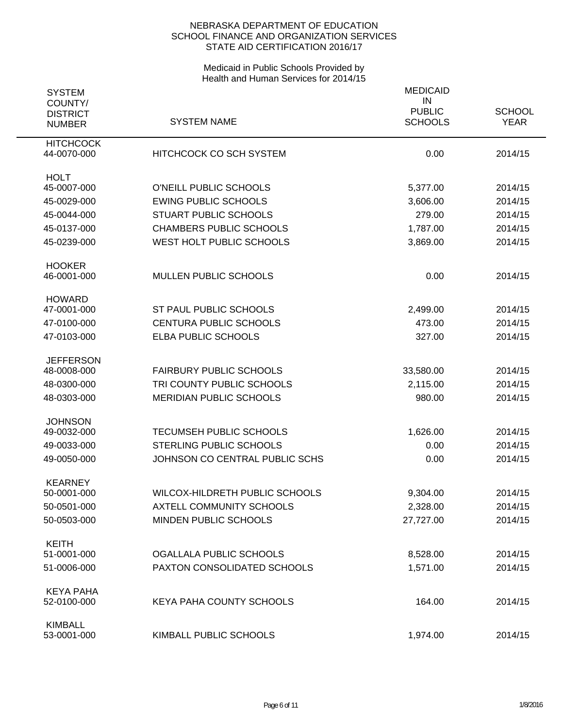NEBRASKA DEPARTMENT OF EDUCATION
SCHOOL FINANCE AND ORGANIZATION SERVICES
STATE AID CERTIFICATION 2016/17

Medicaid in Public Schools Provided by
Health and Human Services for 2014/15

| SYSTEM COUNTY/ DISTRICT NUMBER | SYSTEM NAME | MEDICAID IN PUBLIC SCHOOLS | SCHOOL YEAR |
|---|---|---|---|
| **HITCHCOCK** | | | |
| 44-0070-000 | HITCHCOCK CO SCH SYSTEM | 0.00 | 2014/15 |
| **HOLT** | | | |
| 45-0007-000 | O'NEILL PUBLIC SCHOOLS | 5,377.00 | 2014/15 |
| 45-0029-000 | EWING PUBLIC SCHOOLS | 3,606.00 | 2014/15 |
| 45-0044-000 | STUART PUBLIC SCHOOLS | 279.00 | 2014/15 |
| 45-0137-000 | CHAMBERS PUBLIC SCHOOLS | 1,787.00 | 2014/15 |
| 45-0239-000 | WEST HOLT PUBLIC SCHOOLS | 3,869.00 | 2014/15 |
| **HOOKER** | | | |
| 46-0001-000 | MULLEN PUBLIC SCHOOLS | 0.00 | 2014/15 |
| **HOWARD** | | | |
| 47-0001-000 | ST PAUL PUBLIC SCHOOLS | 2,499.00 | 2014/15 |
| 47-0100-000 | CENTURA PUBLIC SCHOOLS | 473.00 | 2014/15 |
| 47-0103-000 | ELBA PUBLIC SCHOOLS | 327.00 | 2014/15 |
| **JEFFERSON** | | | |
| 48-0008-000 | FAIRBURY PUBLIC SCHOOLS | 33,580.00 | 2014/15 |
| 48-0300-000 | TRI COUNTY PUBLIC SCHOOLS | 2,115.00 | 2014/15 |
| 48-0303-000 | MERIDIAN PUBLIC SCHOOLS | 980.00 | 2014/15 |
| **JOHNSON** | | | |
| 49-0032-000 | TECUMSEH PUBLIC SCHOOLS | 1,626.00 | 2014/15 |
| 49-0033-000 | STERLING PUBLIC SCHOOLS | 0.00 | 2014/15 |
| 49-0050-000 | JOHNSON CO CENTRAL PUBLIC SCHS | 0.00 | 2014/15 |
| **KEARNEY** | | | |
| 50-0001-000 | WILCOX-HILDRETH PUBLIC SCHOOLS | 9,304.00 | 2014/15 |
| 50-0501-000 | AXTELL COMMUNITY SCHOOLS | 2,328.00 | 2014/15 |
| 50-0503-000 | MINDEN PUBLIC SCHOOLS | 27,727.00 | 2014/15 |
| **KEITH** | | | |
| 51-0001-000 | OGALLALA PUBLIC SCHOOLS | 8,528.00 | 2014/15 |
| 51-0006-000 | PAXTON CONSOLIDATED SCHOOLS | 1,571.00 | 2014/15 |
| **KEYA PAHA** | | | |
| 52-0100-000 | KEYA PAHA COUNTY SCHOOLS | 164.00 | 2014/15 |
| **KIMBALL** | | | |
| 53-0001-000 | KIMBALL PUBLIC SCHOOLS | 1,974.00 | 2014/15 |

1/8/2016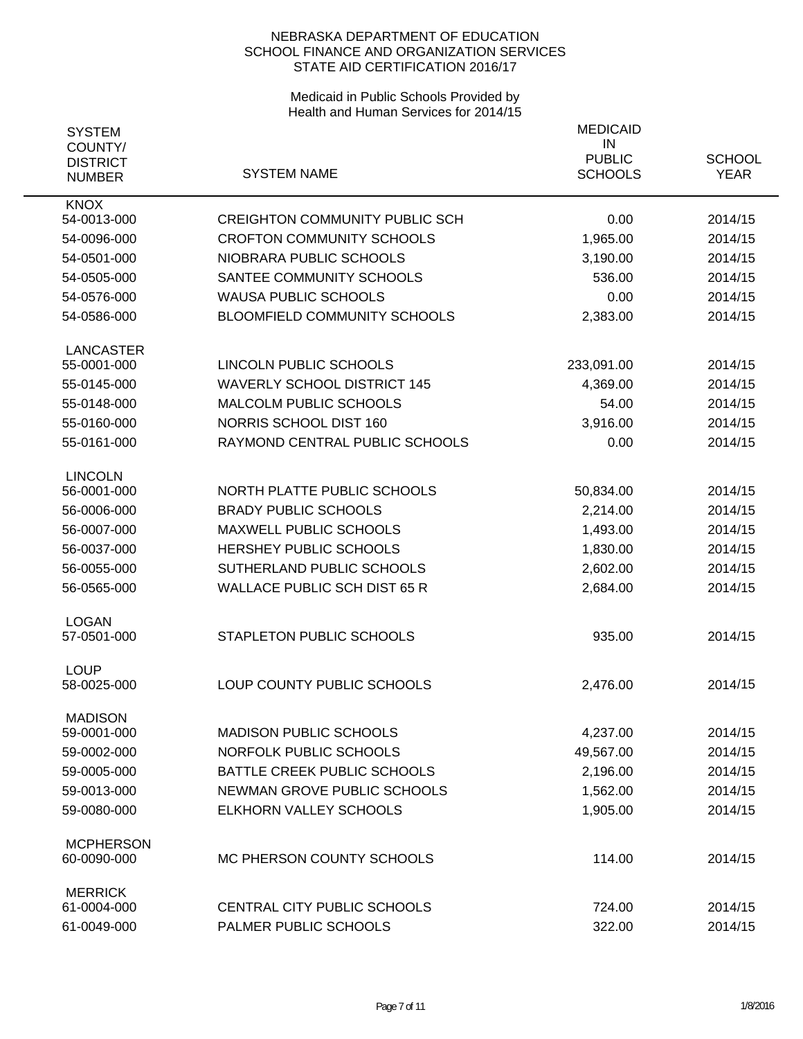NEBRASKA DEPARTMENT OF EDUCATION
SCHOOL FINANCE AND ORGANIZATION SERVICES
STATE AID CERTIFICATION 2016/17

Medicaid in Public Schools Provided by
Health and Human Services for 2014/15

| SYSTEM COUNTY/ DISTRICT NUMBER | SYSTEM NAME | MEDICAID IN PUBLIC SCHOOLS | SCHOOL YEAR |
|---|---|---|---|
| **KNOX** | | | |
| 54-0013-000 | CREIGHTON COMMUNITY PUBLIC SCH | 0.00 | 2014/15 |
| 54-0096-000 | CROFTON COMMUNITY SCHOOLS | 1,965.00 | 2014/15 |
| 54-0501-000 | NIOBRARA PUBLIC SCHOOLS | 3,190.00 | 2014/15 |
| 54-0505-000 | SANTEE COMMUNITY SCHOOLS | 536.00 | 2014/15 |
| 54-0576-000 | WAUSA PUBLIC SCHOOLS | 0.00 | 2014/15 |
| 54-0586-000 | BLOOMFIELD COMMUNITY SCHOOLS | 2,383.00 | 2014/15 |
| **LANCASTER** | | | |
| 55-0001-000 | LINCOLN PUBLIC SCHOOLS | 233,091.00 | 2014/15 |
| 55-0145-000 | WAVERLY SCHOOL DISTRICT 145 | 4,369.00 | 2014/15 |
| 55-0148-000 | MALCOLM PUBLIC SCHOOLS | 54.00 | 2014/15 |
| 55-0160-000 | NORRIS SCHOOL DIST 160 | 3,916.00 | 2014/15 |
| 55-0161-000 | RAYMOND CENTRAL PUBLIC SCHOOLS | 0.00 | 2014/15 |
| **LINCOLN** | | | |
| 56-0001-000 | NORTH PLATTE PUBLIC SCHOOLS | 50,834.00 | 2014/15 |
| 56-0006-000 | BRADY PUBLIC SCHOOLS | 2,214.00 | 2014/15 |
| 56-0007-000 | MAXWELL PUBLIC SCHOOLS | 1,493.00 | 2014/15 |
| 56-0037-000 | HERSHEY PUBLIC SCHOOLS | 1,830.00 | 2014/15 |
| 56-0055-000 | SUTHERLAND PUBLIC SCHOOLS | 2,602.00 | 2014/15 |
| 56-0565-000 | WALLACE PUBLIC SCH DIST 65 R | 2,684.00 | 2014/15 |
| **LOGAN** | | | |
| 57-0501-000 | STAPLETON PUBLIC SCHOOLS | 935.00 | 2014/15 |
| **LOUP** | | | |
| 58-0025-000 | LOUP COUNTY PUBLIC SCHOOLS | 2,476.00 | 2014/15 |
| **MADISON** | | | |
| 59-0001-000 | MADISON PUBLIC SCHOOLS | 4,237.00 | 2014/15 |
| 59-0002-000 | NORFOLK PUBLIC SCHOOLS | 49,567.00 | 2014/15 |
| 59-0005-000 | BATTLE CREEK PUBLIC SCHOOLS | 2,196.00 | 2014/15 |
| 59-0013-000 | NEWMAN GROVE PUBLIC SCHOOLS | 1,562.00 | 2014/15 |
| 59-0080-000 | ELKHORN VALLEY SCHOOLS | 1,905.00 | 2014/15 |
| **MCPHERSON** | | | |
| 60-0090-000 | MC PHERSON COUNTY SCHOOLS | 114.00 | 2014/15 |
| **MERRICK** | | | |
| 61-0004-000 | CENTRAL CITY PUBLIC SCHOOLS | 724.00 | 2014/15 |
| 61-0049-000 | PALMER PUBLIC SCHOOLS | 322.00 | 2014/15 |

1/8/2016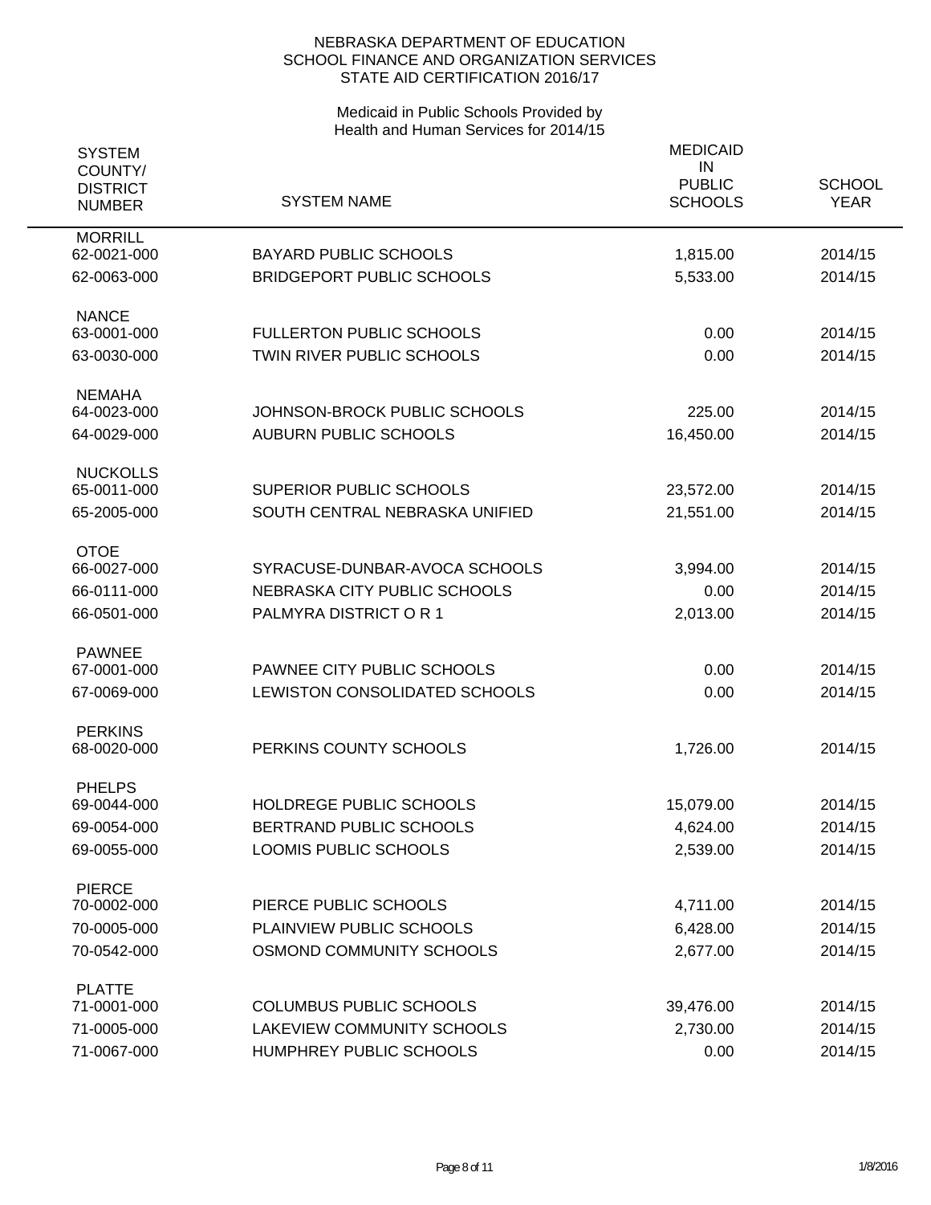NEBRASKA DEPARTMENT OF EDUCATION
SCHOOL FINANCE AND ORGANIZATION SERVICES
STATE AID CERTIFICATION 2016/17

Medicaid in Public Schools Provided by
Health and Human Services for 2014/15

| SYSTEM COUNTY/ DISTRICT NUMBER | SYSTEM NAME | MEDICAID IN PUBLIC SCHOOLS | SCHOOL YEAR |
|---|---|---|---|
| MORRILL | | | |
| 62-0021-000 | BAYARD PUBLIC SCHOOLS | 1,815.00 | 2014/15 |
| 62-0063-000 | BRIDGEPORT PUBLIC SCHOOLS | 5,533.00 | 2014/15 |
| NANCE | | | |
| 63-0001-000 | FULLERTON PUBLIC SCHOOLS | 0.00 | 2014/15 |
| 63-0030-000 | TWIN RIVER PUBLIC SCHOOLS | 0.00 | 2014/15 |
| NEMAHA | | | |
| 64-0023-000 | JOHNSON-BROCK PUBLIC SCHOOLS | 225.00 | 2014/15 |
| 64-0029-000 | AUBURN PUBLIC SCHOOLS | 16,450.00 | 2014/15 |
| NUCKOLLS | | | |
| 65-0011-000 | SUPERIOR PUBLIC SCHOOLS | 23,572.00 | 2014/15 |
| 65-2005-000 | SOUTH CENTRAL NEBRASKA UNIFIED | 21,551.00 | 2014/15 |
| OTOE | | | |
| 66-0027-000 | SYRACUSE-DUNBAR-AVOCA SCHOOLS | 3,994.00 | 2014/15 |
| 66-0111-000 | NEBRASKA CITY PUBLIC SCHOOLS | 0.00 | 2014/15 |
| 66-0501-000 | PALMYRA DISTRICT O R 1 | 2,013.00 | 2014/15 |
| PAWNEE | | | |
| 67-0001-000 | PAWNEE CITY PUBLIC SCHOOLS | 0.00 | 2014/15 |
| 67-0069-000 | LEWISTON CONSOLIDATED SCHOOLS | 0.00 | 2014/15 |
| PERKINS | | | |
| 68-0020-000 | PERKINS COUNTY SCHOOLS | 1,726.00 | 2014/15 |
| PHELPS | | | |
| 69-0044-000 | HOLDREGE PUBLIC SCHOOLS | 15,079.00 | 2014/15 |
| 69-0054-000 | BERTRAND PUBLIC SCHOOLS | 4,624.00 | 2014/15 |
| 69-0055-000 | LOOMIS PUBLIC SCHOOLS | 2,539.00 | 2014/15 |
| PIERCE | | | |
| 70-0002-000 | PIERCE PUBLIC SCHOOLS | 4,711.00 | 2014/15 |
| 70-0005-000 | PLAINVIEW PUBLIC SCHOOLS | 6,428.00 | 2014/15 |
| 70-0542-000 | OSMOND COMMUNITY SCHOOLS | 2,677.00 | 2014/15 |
| PLATTE | | | |
| 71-0001-000 | COLUMBUS PUBLIC SCHOOLS | 39,476.00 | 2014/15 |
| 71-0005-000 | LAKEVIEW COMMUNITY SCHOOLS | 2,730.00 | 2014/15 |
| 71-0067-000 | HUMPHREY PUBLIC SCHOOLS | 0.00 | 2014/15 |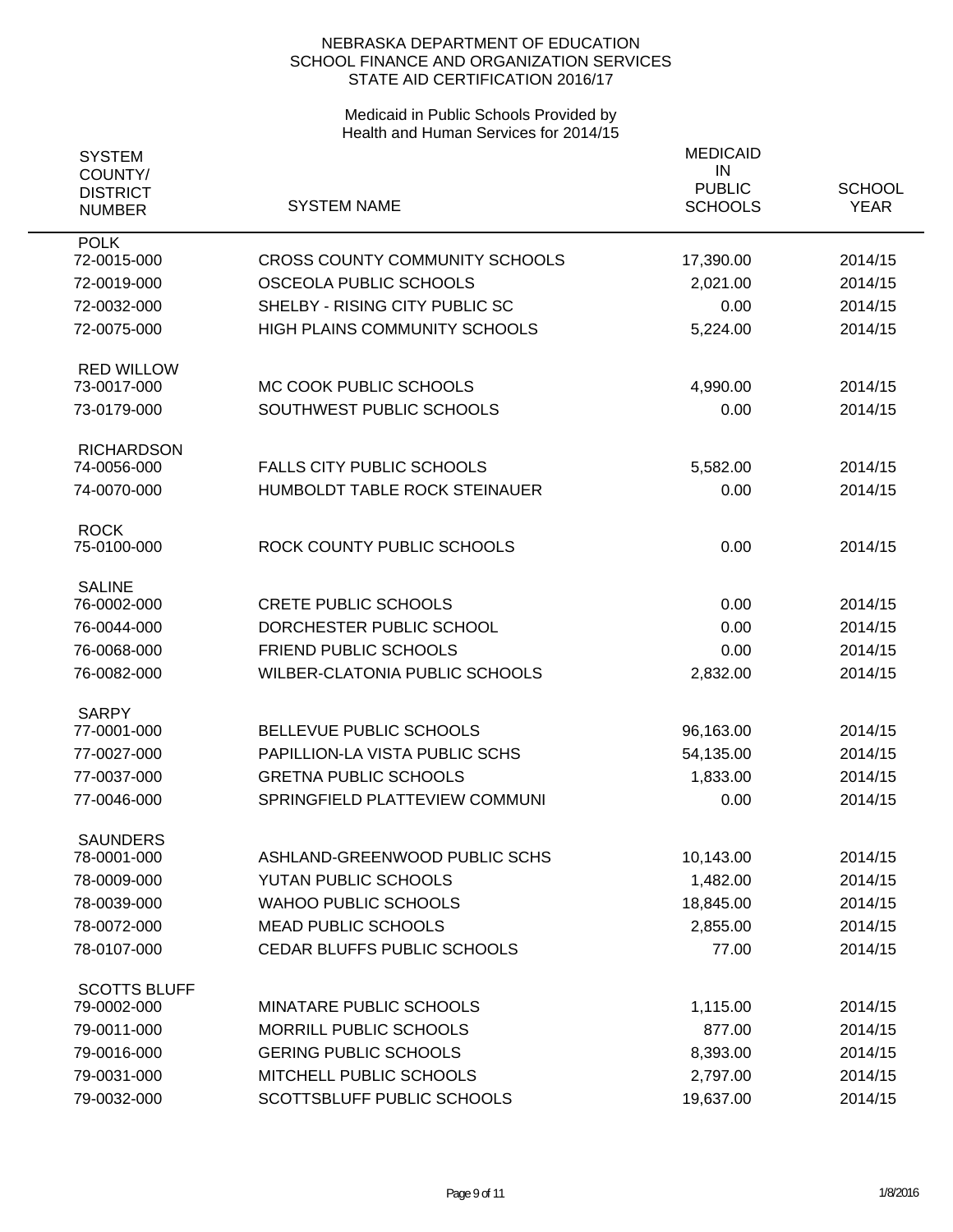NEBRASKA DEPARTMENT OF EDUCATION
SCHOOL FINANCE AND ORGANIZATION SERVICES
STATE AID CERTIFICATION 2016/17

Medicaid in Public Schools Provided by
Health and Human Services for 2014/15

| SYSTEM COUNTY/ DISTRICT NUMBER | SYSTEM NAME | MEDICAID IN PUBLIC SCHOOLS | SCHOOL YEAR |
|---|---|---|---|
| **POLK** | | | |
| 72-0015-000 | CROSS COUNTY COMMUNITY SCHOOLS | 17,390.00 | 2014/15 |
| 72-0019-000 | OSCEOLA PUBLIC SCHOOLS | 2,021.00 | 2014/15 |
| 72-0032-000 | SHELBY - RISING CITY PUBLIC SC | 0.00 | 2014/15 |
| 72-0075-000 | HIGH PLAINS COMMUNITY SCHOOLS | 5,224.00 | 2014/15 |
| **RED WILLOW** | | | |
| 73-0017-000 | MC COOK PUBLIC SCHOOLS | 4,990.00 | 2014/15 |
| 73-0179-000 | SOUTHWEST PUBLIC SCHOOLS | 0.00 | 2014/15 |
| **RICHARDSON** | | | |
| 74-0056-000 | FALLS CITY PUBLIC SCHOOLS | 5,582.00 | 2014/15 |
| 74-0070-000 | HUMBOLDT TABLE ROCK STEINAUER | 0.00 | 2014/15 |
| **ROCK** | | | |
| 75-0100-000 | ROCK COUNTY PUBLIC SCHOOLS | 0.00 | 2014/15 |
| **SALINE** | | | |
| 76-0002-000 | CRETE PUBLIC SCHOOLS | 0.00 | 2014/15 |
| 76-0044-000 | DORCHESTER PUBLIC SCHOOL | 0.00 | 2014/15 |
| 76-0068-000 | FRIEND PUBLIC SCHOOLS | 0.00 | 2014/15 |
| 76-0082-000 | WILBER-CLATONIA PUBLIC SCHOOLS | 2,832.00 | 2014/15 |
| **SARPY** | | | |
| 77-0001-000 | BELLEVUE PUBLIC SCHOOLS | 96,163.00 | 2014/15 |
| 77-0027-000 | PAPILLION-LA VISTA PUBLIC SCHS | 54,135.00 | 2014/15 |
| 77-0037-000 | GRETNA PUBLIC SCHOOLS | 1,833.00 | 2014/15 |
| 77-0046-000 | SPRINGFIELD PLATTEVIEW COMMUNI | 0.00 | 2014/15 |
| **SAUNDERS** | | | |
| 78-0001-000 | ASHLAND-GREENWOOD PUBLIC SCHS | 10,143.00 | 2014/15 |
| 78-0009-000 | YUTAN PUBLIC SCHOOLS | 1,482.00 | 2014/15 |
| 78-0039-000 | WAHOO PUBLIC SCHOOLS | 18,845.00 | 2014/15 |
| 78-0072-000 | MEAD PUBLIC SCHOOLS | 2,855.00 | 2014/15 |
| 78-0107-000 | CEDAR BLUFFS PUBLIC SCHOOLS | 77.00 | 2014/15 |
| **SCOTTS BLUFF** | | | |
| 79-0002-000 | MINATARE PUBLIC SCHOOLS | 1,115.00 | 2014/15 |
| 79-0011-000 | MORRILL PUBLIC SCHOOLS | 877.00 | 2014/15 |
| 79-0016-000 | GERING PUBLIC SCHOOLS | 8,393.00 | 2014/15 |
| 79-0031-000 | MITCHELL PUBLIC SCHOOLS | 2,797.00 | 2014/15 |
| 79-0032-000 | SCOTTSBLUFF PUBLIC SCHOOLS | 19,637.00 | 2014/15 |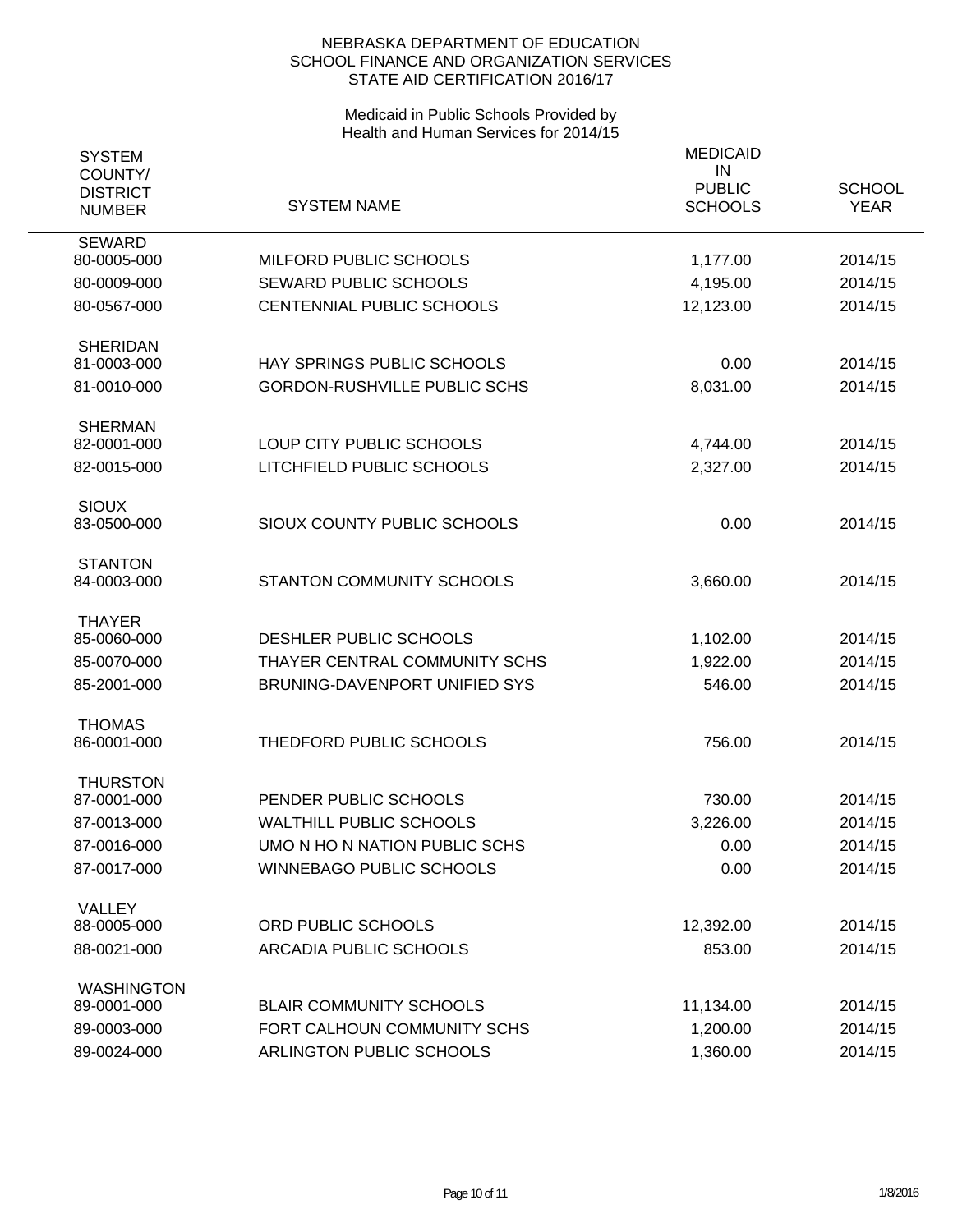NEBRASKA DEPARTMENT OF EDUCATION
SCHOOL FINANCE AND ORGANIZATION SERVICES
STATE AID CERTIFICATION 2016/17

Medicaid in Public Schools Provided by
Health and Human Services for 2014/15

| SYSTEM COUNTY/ DISTRICT NUMBER | SYSTEM NAME | MEDICAID IN PUBLIC SCHOOLS | SCHOOL YEAR |
|---|---|---|---|
| SEWARD | | | |
| 80-0005-000 | MILFORD PUBLIC SCHOOLS | 1,177.00 | 2014/15 |
| 80-0009-000 | SEWARD PUBLIC SCHOOLS | 4,195.00 | 2014/15 |
| 80-0567-000 | CENTENNIAL PUBLIC SCHOOLS | 12,123.00 | 2014/15 |
| SHERIDAN | | | |
| 81-0003-000 | HAY SPRINGS PUBLIC SCHOOLS | 0.00 | 2014/15 |
| 81-0010-000 | GORDON-RUSHVILLE PUBLIC SCHS | 8,031.00 | 2014/15 |
| SHERMAN | | | |
| 82-0001-000 | LOUP CITY PUBLIC SCHOOLS | 4,744.00 | 2014/15 |
| 82-0015-000 | LITCHFIELD PUBLIC SCHOOLS | 2,327.00 | 2014/15 |
| SIOUX | | | |
| 83-0500-000 | SIOUX COUNTY PUBLIC SCHOOLS | 0.00 | 2014/15 |
| STANTON | | | |
| 84-0003-000 | STANTON COMMUNITY SCHOOLS | 3,660.00 | 2014/15 |
| THAYER | | | |
| 85-0060-000 | DESHLER PUBLIC SCHOOLS | 1,102.00 | 2014/15 |
| 85-0070-000 | THAYER CENTRAL COMMUNITY SCHS | 1,922.00 | 2014/15 |
| 85-2001-000 | BRUNING-DAVENPORT UNIFIED SYS | 546.00 | 2014/15 |
| THOMAS | | | |
| 86-0001-000 | THEDFORD PUBLIC SCHOOLS | 756.00 | 2014/15 |
| THURSTON | | | |
| 87-0001-000 | PENDER PUBLIC SCHOOLS | 730.00 | 2014/15 |
| 87-0013-000 | WALTHILL PUBLIC SCHOOLS | 3,226.00 | 2014/15 |
| 87-0016-000 | UMO N HO N NATION PUBLIC SCHS | 0.00 | 2014/15 |
| 87-0017-000 | WINNEBAGO PUBLIC SCHOOLS | 0.00 | 2014/15 |
| VALLEY | | | |
| 88-0005-000 | ORD PUBLIC SCHOOLS | 12,392.00 | 2014/15 |
| 88-0021-000 | ARCADIA PUBLIC SCHOOLS | 853.00 | 2014/15 |
| WASHINGTON | | | |
| 89-0001-000 | BLAIR COMMUNITY SCHOOLS | 11,134.00 | 2014/15 |
| 89-0003-000 | FORT CALHOUN COMMUNITY SCHS | 1,200.00 | 2014/15 |
| 89-0024-000 | ARLINGTON PUBLIC SCHOOLS | 1,360.00 | 2014/15 |

1/8/2016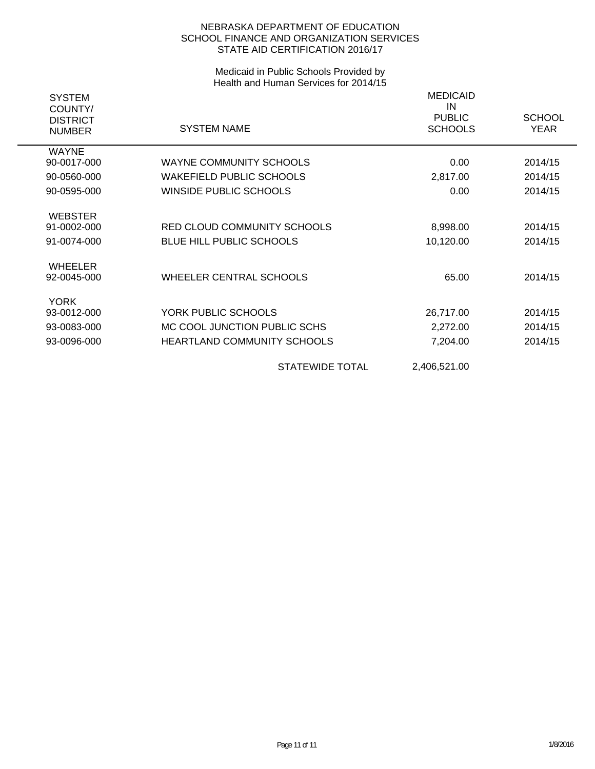NEBRASKA DEPARTMENT OF EDUCATION
SCHOOL FINANCE AND ORGANIZATION SERVICES
STATE AID CERTIFICATION 2016/17

Medicaid in Public Schools Provided by
Health and Human Services for 2014/15

| SYSTEM COUNTY/ DISTRICT NUMBER | SYSTEM NAME | MEDICAID IN PUBLIC SCHOOLS | SCHOOL YEAR |
|---|---|---|---|
| WAYNE | | | |
| 90-0017-000 | WAYNE COMMUNITY SCHOOLS | 0.00 | 2014/15 |
| 90-0560-000 | WAKEFIELD PUBLIC SCHOOLS | 2,817.00 | 2014/15 |
| 90-0595-000 | WINSIDE PUBLIC SCHOOLS | 0.00 | 2014/15 |
| WEBSTER | | | |
| 91-0002-000 | RED CLOUD COMMUNITY SCHOOLS | 8,998.00 | 2014/15 |
| 91-0074-000 | BLUE HILL PUBLIC SCHOOLS | 10,120.00 | 2014/15 |
| WHEELER | | | |
| 92-0045-000 | WHEELER CENTRAL SCHOOLS | 65.00 | 2014/15 |
| YORK | | | |
| 93-0012-000 | YORK PUBLIC SCHOOLS | 26,717.00 | 2014/15 |
| 93-0083-000 | MC COOL JUNCTION PUBLIC SCHS | 2,272.00 | 2014/15 |
| 93-0096-000 | HEARTLAND COMMUNITY SCHOOLS | 7,204.00 | 2014/15 |
| | STATEWIDE TOTAL | 2,406,521.00 | |

1/8/2016